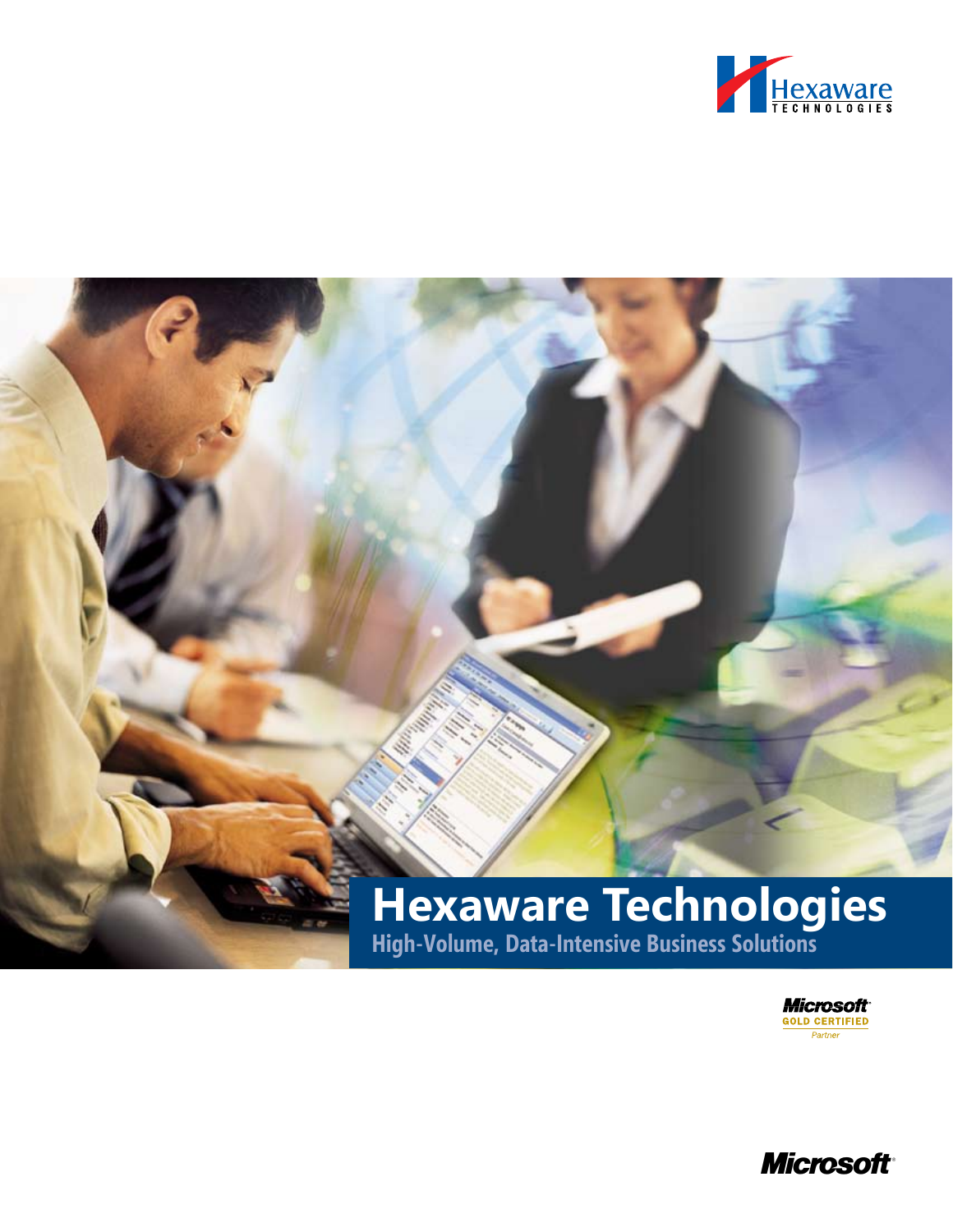Hexaware
TECHNOLOGIES

# Hexaware Technologies

## High-Volume, Data-Intensive Business Solutions

Microsoft GOLD CERTIFIED Partner

Microsoft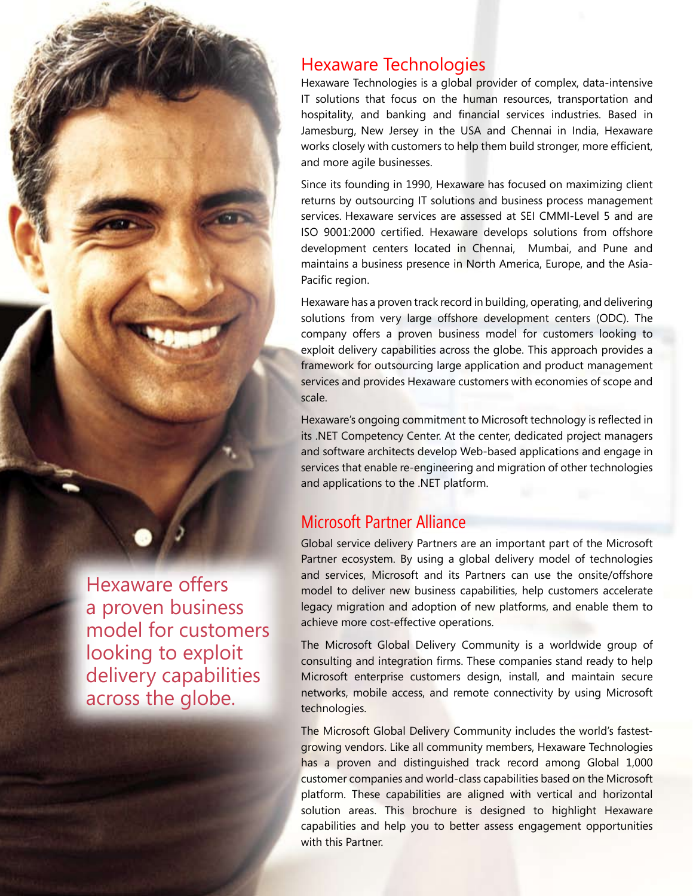## Hexaware Technologies

Hexaware Technologies is a global provider of complex, data-intensive IT solutions that focus on the human resources, transportation and hospitality, and banking and financial services industries. Based in Jamesburg, New Jersey in the USA and Chennai in India, Hexaware works closely with customers to help them build stronger, more efficient, and more agile businesses.

Since its founding in 1990, Hexaware has focused on maximizing client returns by outsourcing IT solutions and business process management services. Hexaware services are assessed at SEI CMMI-Level 5 and are ISO 9001:2000 certified. Hexaware develops solutions from offshore development centers located in Chennai, Mumbai, and Pune and maintains a business presence in North America, Europe, and the Asia-Pacific region.

Hexaware has a proven track record in building, operating, and delivering solutions from very large offshore development centers (ODC). The company offers a proven business model for customers looking to exploit delivery capabilities across the globe. This approach provides a framework for outsourcing large application and product management services and provides Hexaware customers with economies of scope and scale.

Hexaware's ongoing commitment to Microsoft technology is reflected in its .NET Competency Center. At the center, dedicated project managers and software architects develop Web-based applications and engage in services that enable re-engineering and migration of other technologies and applications to the .NET platform.

Hexaware offers a proven business model for customers looking to exploit delivery capabilities across the globe.

## Microsoft Partner Alliance

Global service delivery Partners are an important part of the Microsoft Partner ecosystem. By using a global delivery model of technologies and services, Microsoft and its Partners can use the onsite/offshore model to deliver new business capabilities, help customers accelerate legacy migration and adoption of new platforms, and enable them to achieve more cost-effective operations.

The Microsoft Global Delivery Community is a worldwide group of consulting and integration firms. These companies stand ready to help Microsoft enterprise customers design, install, and maintain secure networks, mobile access, and remote connectivity by using Microsoft technologies.

The Microsoft Global Delivery Community includes the world's fastest-growing vendors. Like all community members, Hexaware Technologies has a proven and distinguished track record among Global 1,000 customer companies and world-class capabilities based on the Microsoft platform. These capabilities are aligned with vertical and horizontal solution areas. This brochure is designed to highlight Hexaware capabilities and help you to better assess engagement opportunities with this Partner.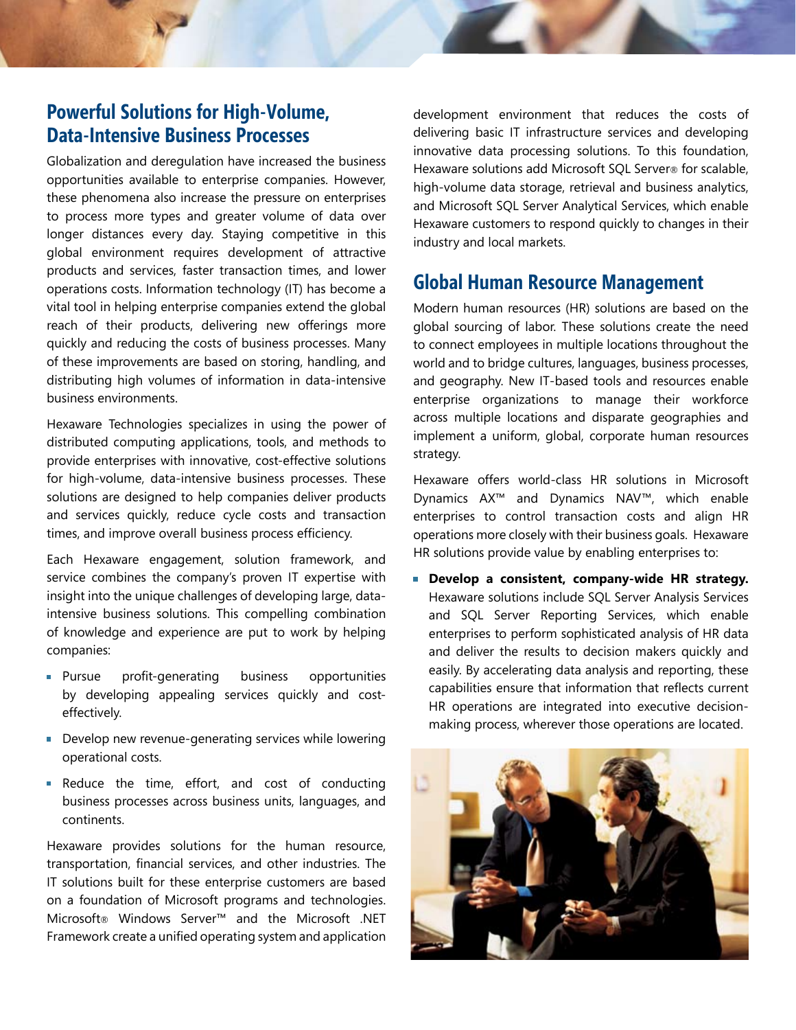## Powerful Solutions for High-Volume, Data-Intensive Business Processes

Globalization and deregulation have increased the business opportunities available to enterprise companies. However, these phenomena also increase the pressure on enterprises to process more types and greater volume of data over longer distances every day. Staying competitive in this global environment requires development of attractive products and services, faster transaction times, and lower operations costs. Information technology (IT) has become a vital tool in helping enterprise companies extend the global reach of their products, delivering new offerings more quickly and reducing the costs of business processes. Many of these improvements are based on storing, handling, and distributing high volumes of information in data-intensive business environments.

Hexaware Technologies specializes in using the power of distributed computing applications, tools, and methods to provide enterprises with innovative, cost-effective solutions for high-volume, data-intensive business processes. These solutions are designed to help companies deliver products and services quickly, reduce cycle costs and transaction times, and improve overall business process efficiency.

Each Hexaware engagement, solution framework, and service combines the company's proven IT expertise with insight into the unique challenges of developing large, data-intensive business solutions. This compelling combination of knowledge and experience are put to work by helping companies:

- Pursue profit-generating business opportunities by developing appealing services quickly and cost-effectively.
- Develop new revenue-generating services while lowering operational costs.
- Reduce the time, effort, and cost of conducting business processes across business units, languages, and continents.

Hexaware provides solutions for the human resource, transportation, financial services, and other industries. The IT solutions built for these enterprise customers are based on a foundation of Microsoft programs and technologies. Microsoft® Windows Server™ and the Microsoft .NET Framework create a unified operating system and application development environment that reduces the costs of delivering basic IT infrastructure services and developing innovative data processing solutions. To this foundation, Hexaware solutions add Microsoft SQL Server® for scalable, high-volume data storage, retrieval and business analytics, and Microsoft SQL Server Analytical Services, which enable Hexaware customers to respond quickly to changes in their industry and local markets.

## Global Human Resource Management

Modern human resources (HR) solutions are based on the global sourcing of labor. These solutions create the need to connect employees in multiple locations throughout the world and to bridge cultures, languages, business processes, and geography. New IT-based tools and resources enable enterprise organizations to manage their workforce across multiple locations and disparate geographies and implement a uniform, global, corporate human resources strategy.

Hexaware offers world-class HR solutions in Microsoft Dynamics AX™ and Dynamics NAV™, which enable enterprises to control transaction costs and align HR operations more closely with their business goals. Hexaware HR solutions provide value by enabling enterprises to:

- **Develop a consistent, company-wide HR strategy.** Hexaware solutions include SQL Server Analysis Services and SQL Server Reporting Services, which enable enterprises to perform sophisticated analysis of HR data and deliver the results to decision makers quickly and easily. By accelerating data analysis and reporting, these capabilities ensure that information that reflects current HR operations are integrated into executive decision-making process, wherever those operations are located.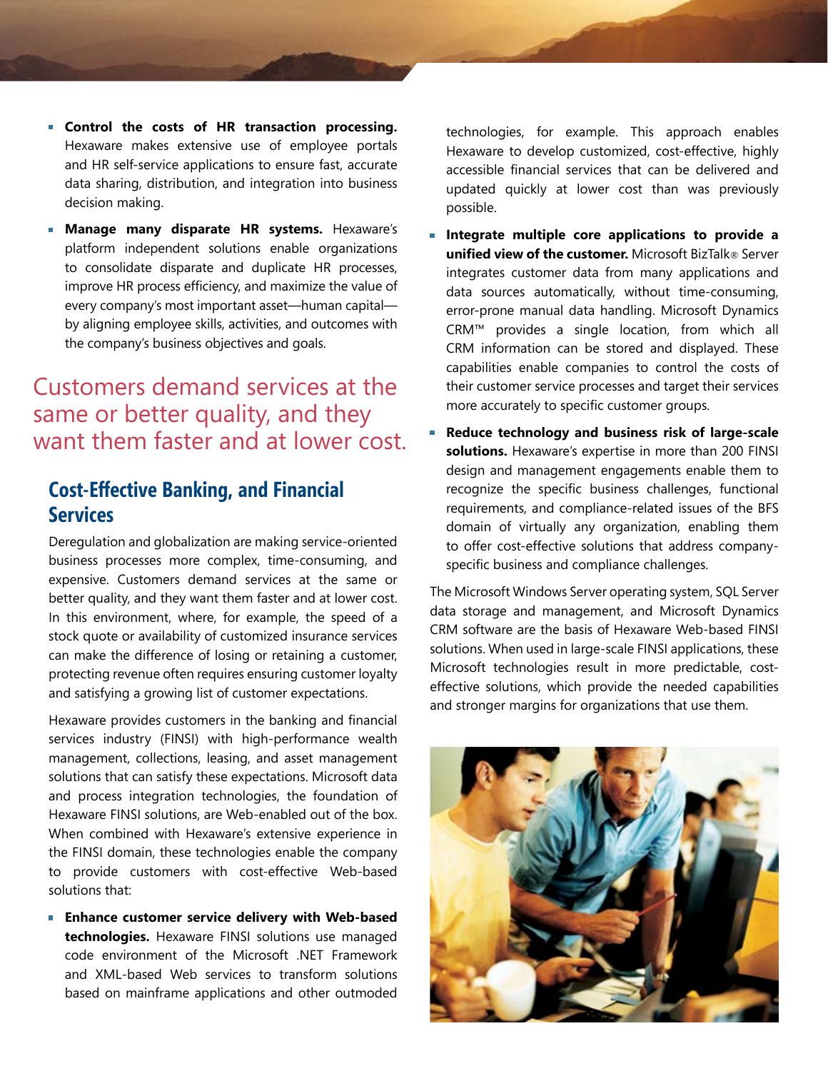- **Control the costs of HR transaction processing.** Hexaware makes extensive use of employee portals and HR self-service applications to ensure fast, accurate data sharing, distribution, and integration into business decision making.
- **Manage many disparate HR systems.** Hexaware's platform independent solutions enable organizations to consolidate disparate and duplicate HR processes, improve HR process efficiency, and maximize the value of every company's most important asset—human capital—by aligning employee skills, activities, and outcomes with the company's business objectives and goals.

Customers demand services at the same or better quality, and they want them faster and at lower cost.

## Cost-Effective Banking, and Financial Services

Deregulation and globalization are making service-oriented business processes more complex, time-consuming, and expensive. Customers demand services at the same or better quality, and they want them faster and at lower cost. In this environment, where, for example, the speed of a stock quote or availability of customized insurance services can make the difference of losing or retaining a customer, protecting revenue often requires ensuring customer loyalty and satisfying a growing list of customer expectations.

Hexaware provides customers in the banking and financial services industry (FINSI) with high-performance wealth management, collections, leasing, and asset management solutions that can satisfy these expectations. Microsoft data and process integration technologies, the foundation of Hexaware FINSI solutions, are Web-enabled out of the box. When combined with Hexaware's extensive experience in the FINSI domain, these technologies enable the company to provide customers with cost-effective Web-based solutions that:

- **Enhance customer service delivery with Web-based technologies.** Hexaware FINSI solutions use managed code environment of the Microsoft .NET Framework and XML-based Web services to transform solutions based on mainframe applications and other outmoded technologies, for example. This approach enables Hexaware to develop customized, cost-effective, highly accessible financial services that can be delivered and updated quickly at lower cost than was previously possible.
- **Integrate multiple core applications to provide a unified view of the customer.** Microsoft BizTalk® Server integrates customer data from many applications and data sources automatically, without time-consuming, error-prone manual data handling. Microsoft Dynamics CRM™ provides a single location, from which all CRM information can be stored and displayed. These capabilities enable companies to control the costs of their customer service processes and target their services more accurately to specific customer groups.
- **Reduce technology and business risk of large-scale solutions.** Hexaware's expertise in more than 200 FINSI design and management engagements enable them to recognize the specific business challenges, functional requirements, and compliance-related issues of the BFS domain of virtually any organization, enabling them to offer cost-effective solutions that address company-specific business and compliance challenges.

The Microsoft Windows Server operating system, SQL Server data storage and management, and Microsoft Dynamics CRM software are the basis of Hexaware Web-based FINSI solutions. When used in large-scale FINSI applications, these Microsoft technologies result in more predictable, cost-effective solutions, which provide the needed capabilities and stronger margins for organizations that use them.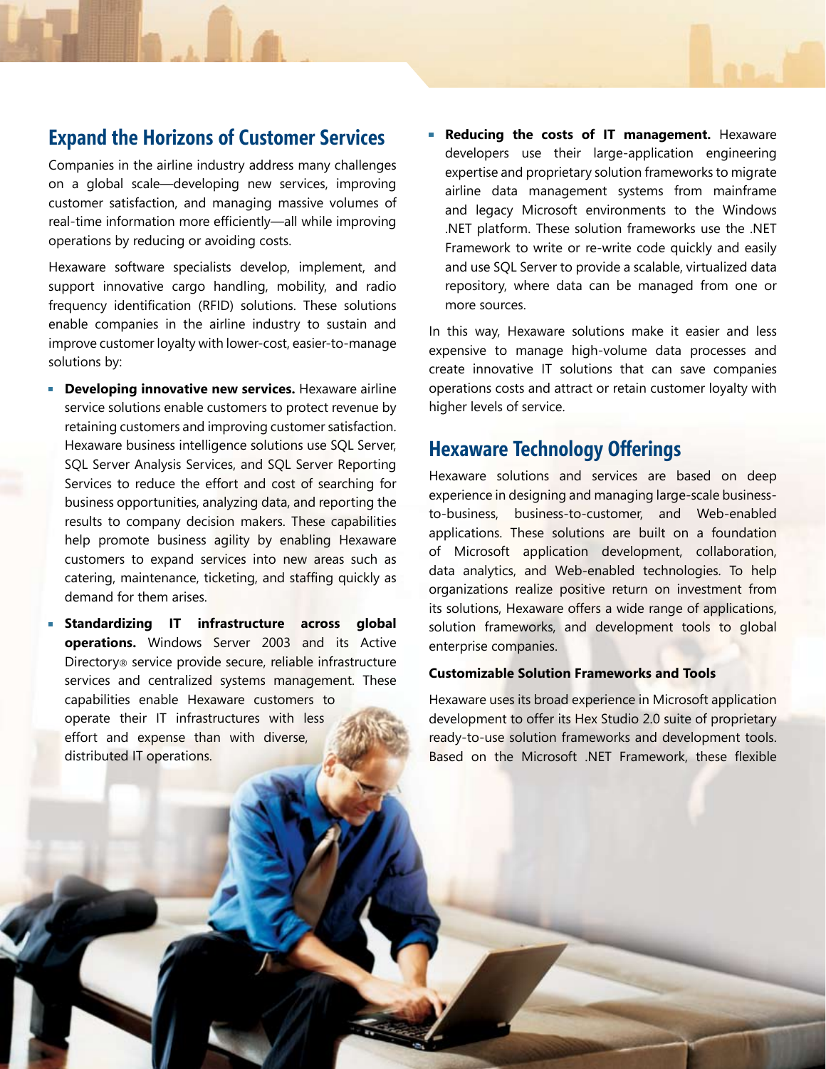## Expand the Horizons of Customer Services

Companies in the airline industry address many challenges on a global scale—developing new services, improving customer satisfaction, and managing massive volumes of real-time information more efficiently—all while improving operations by reducing or avoiding costs.

Hexaware software specialists develop, implement, and support innovative cargo handling, mobility, and radio frequency identification (RFID) solutions. These solutions enable companies in the airline industry to sustain and improve customer loyalty with lower-cost, easier-to-manage solutions by:

- **Developing innovative new services.** Hexaware airline service solutions enable customers to protect revenue by retaining customers and improving customer satisfaction. Hexaware business intelligence solutions use SQL Server, SQL Server Analysis Services, and SQL Server Reporting Services to reduce the effort and cost of searching for business opportunities, analyzing data, and reporting the results to company decision makers. These capabilities help promote business agility by enabling Hexaware customers to expand services into new areas such as catering, maintenance, ticketing, and staffing quickly as demand for them arises.
- **Standardizing IT infrastructure across global operations.** Windows Server 2003 and its Active Directory® service provide secure, reliable infrastructure services and centralized systems management. These capabilities enable Hexaware customers to operate their IT infrastructures with less effort and expense than with diverse, distributed IT operations.
- **Reducing the costs of IT management.** Hexaware developers use their large-application engineering expertise and proprietary solution frameworks to migrate airline data management systems from mainframe and legacy Microsoft environments to the Windows .NET platform. These solution frameworks use the .NET Framework to write or re-write code quickly and easily and use SQL Server to provide a scalable, virtualized data repository, where data can be managed from one or more sources.

In this way, Hexaware solutions make it easier and less expensive to manage high-volume data processes and create innovative IT solutions that can save companies operations costs and attract or retain customer loyalty with higher levels of service.

## Hexaware Technology Offerings

Hexaware solutions and services are based on deep experience in designing and managing large-scale business-to-business, business-to-customer, and Web-enabled applications. These solutions are built on a foundation of Microsoft application development, collaboration, data analytics, and Web-enabled technologies. To help organizations realize positive return on investment from its solutions, Hexaware offers a wide range of applications, solution frameworks, and development tools to global enterprise companies.

### Customizable Solution Frameworks and Tools

Hexaware uses its broad experience in Microsoft application development to offer its Hex Studio 2.0 suite of proprietary ready-to-use solution frameworks and development tools. Based on the Microsoft .NET Framework, these flexible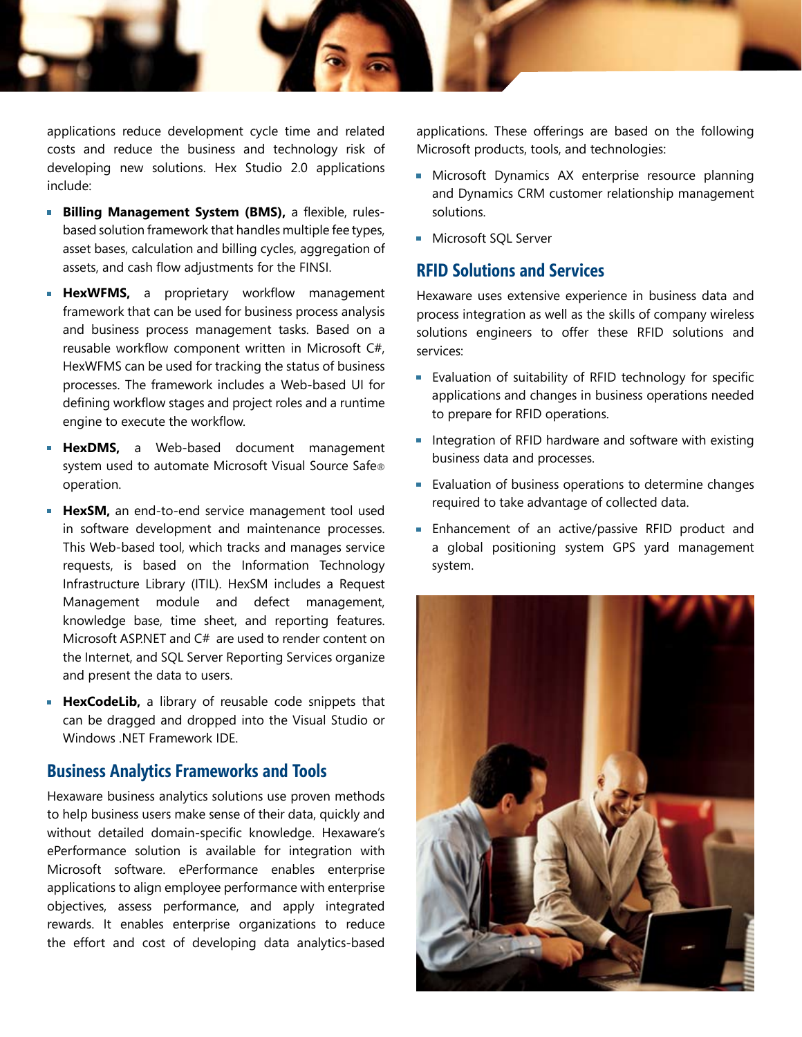applications reduce development cycle time and related costs and reduce the business and technology risk of developing new solutions. Hex Studio 2.0 applications include:

- **Billing Management System (BMS),** a flexible, rules-based solution framework that handles multiple fee types, asset bases, calculation and billing cycles, aggregation of assets, and cash flow adjustments for the FINSI.
- **HexWFMS,** a proprietary workflow management framework that can be used for business process analysis and business process management tasks. Based on a reusable workflow component written in Microsoft C#, HexWFMS can be used for tracking the status of business processes. The framework includes a Web-based UI for defining workflow stages and project roles and a runtime engine to execute the workflow.
- **HexDMS,** a Web-based document management system used to automate Microsoft Visual Source Safe® operation.
- **HexSM,** an end-to-end service management tool used in software development and maintenance processes. This Web-based tool, which tracks and manages service requests, is based on the Information Technology Infrastructure Library (ITIL). HexSM includes a Request Management module and defect management, knowledge base, time sheet, and reporting features. Microsoft ASP.NET and C# are used to render content on the Internet, and SQL Server Reporting Services organize and present the data to users.
- **HexCodeLib,** a library of reusable code snippets that can be dragged and dropped into the Visual Studio or Windows .NET Framework IDE.

## Business Analytics Frameworks and Tools

Hexaware business analytics solutions use proven methods to help business users make sense of their data, quickly and without detailed domain-specific knowledge. Hexaware's ePerformance solution is available for integration with Microsoft software. ePerformance enables enterprise applications to align employee performance with enterprise objectives, assess performance, and apply integrated rewards. It enables enterprise organizations to reduce the effort and cost of developing data analytics-based applications. These offerings are based on the following Microsoft products, tools, and technologies:

- Microsoft Dynamics AX enterprise resource planning and Dynamics CRM customer relationship management solutions.
- Microsoft SQL Server

## RFID Solutions and Services

Hexaware uses extensive experience in business data and process integration as well as the skills of company wireless solutions engineers to offer these RFID solutions and services:

- Evaluation of suitability of RFID technology for specific applications and changes in business operations needed to prepare for RFID operations.
- Integration of RFID hardware and software with existing business data and processes.
- Evaluation of business operations to determine changes required to take advantage of collected data.
- Enhancement of an active/passive RFID product and a global positioning system GPS yard management system.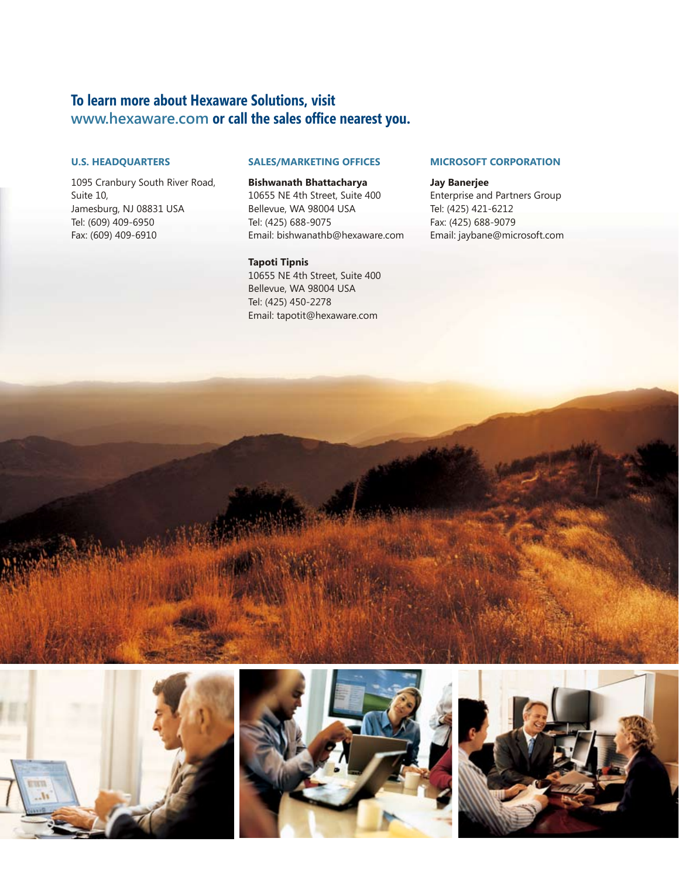## To learn more about Hexaware Solutions, visit www.hexaware.com or call the sales office nearest you.

### U.S. HEADQUARTERS

1095 Cranbury South River Road,
Suite 10,
Jamesburg, NJ 08831 USA
Tel: (609) 409-6950
Fax: (609) 409-6910

### SALES/MARKETING OFFICES

**Bishwanath Bhattacharya**
10655 NE 4th Street, Suite 400
Bellevue, WA 98004 USA
Tel: (425) 688-9075
Email: bishwanathb@hexaware.com

**Tapoti Tipnis**
10655 NE 4th Street, Suite 400
Bellevue, WA 98004 USA
Tel: (425) 450-2278
Email: tapotit@hexaware.com

### MICROSOFT CORPORATION

**Jay Banerjee**
Enterprise and Partners Group
Tel: (425) 421-6212
Fax: (425) 688-9079
Email: jaybane@microsoft.com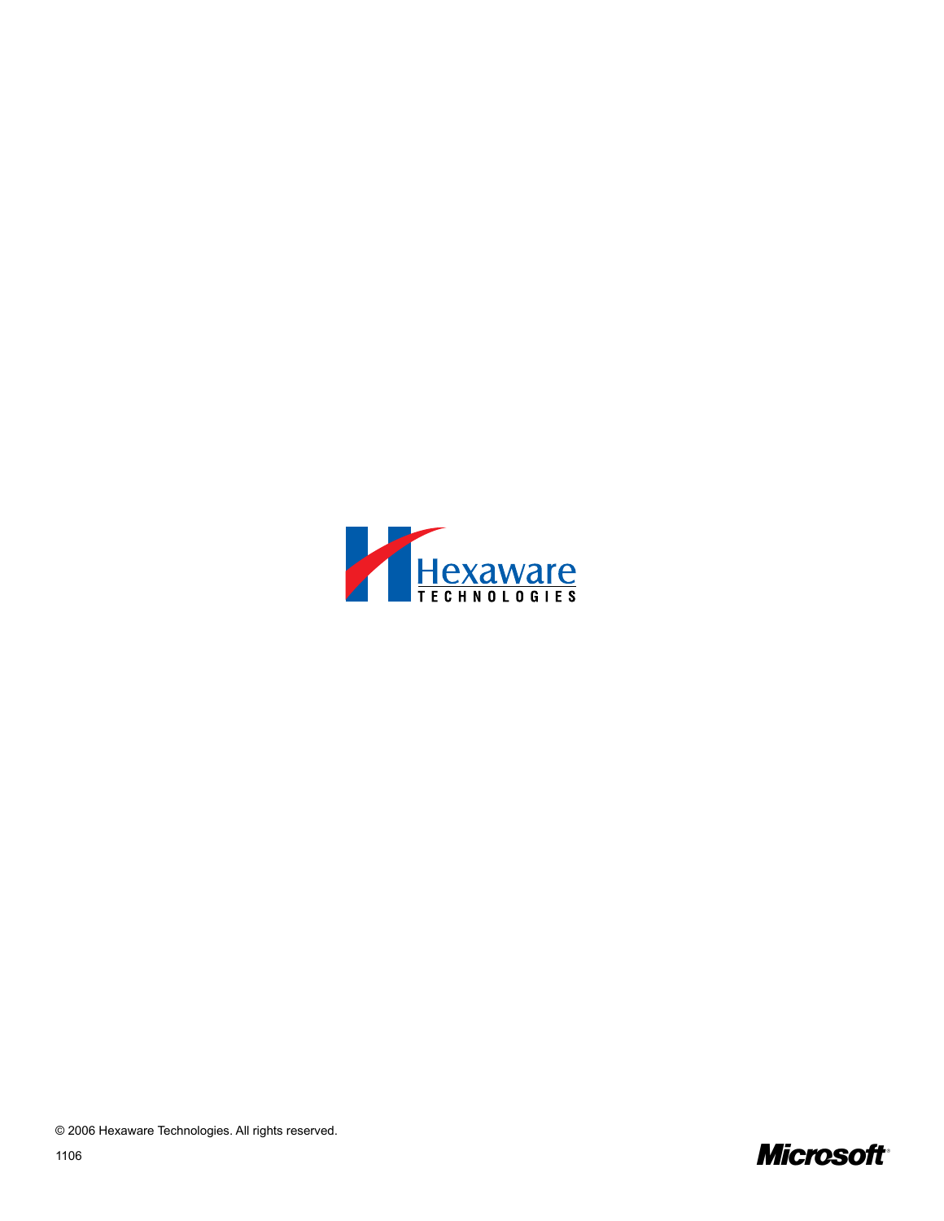Hexaware

TECHNOLOGIES

© 2006 Hexaware Technologies. All rights reserved.

1106

Microsoft